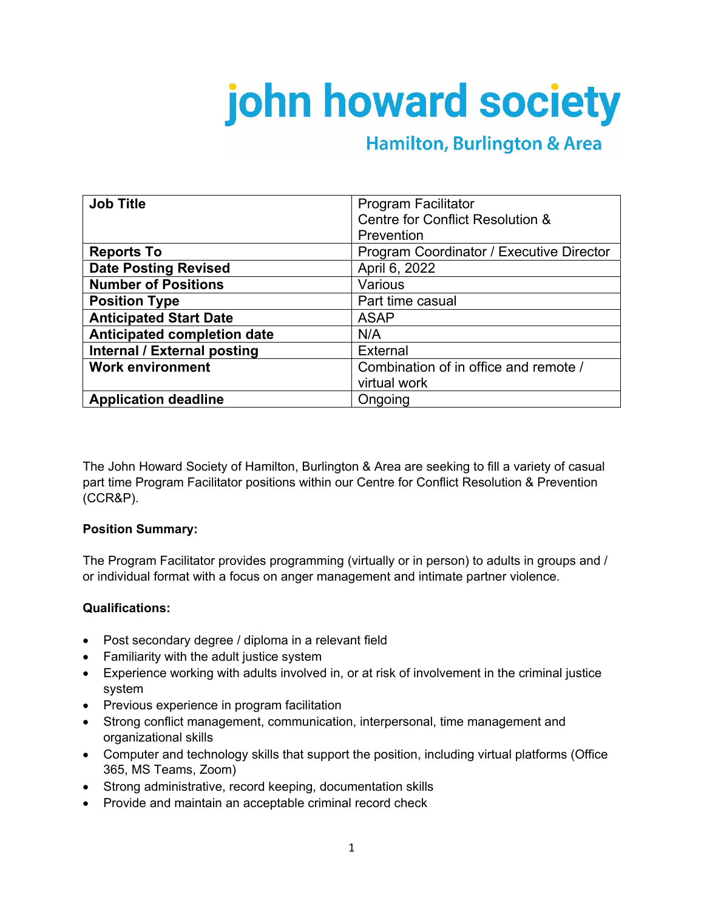# john howard society

## Hamilton, Burlington & Area

| **Job Title** | Program Facilitator Centre for Conflict Resolution & Prevention |
|---|---|
| **Reports To** | Program Coordinator / Executive Director |
| **Date Posting Revised** | April 6, 2022 |
| **Number of Positions** | Various |
| **Position Type** | Part time casual |
| **Anticipated Start Date** | ASAP |
| **Anticipated completion date** | N/A |
| **Internal / External posting** | External |
| **Work environment** | Combination of in office and remote / virtual work |
| **Application deadline** | Ongoing |

The John Howard Society of Hamilton, Burlington & Area are seeking to fill a variety of casual part time Program Facilitator positions within our Centre for Conflict Resolution & Prevention (CCR&P).

**Position Summary:**

The Program Facilitator provides programming (virtually or in person) to adults in groups and / or individual format with a focus on anger management and intimate partner violence.

**Qualifications:**

- Post secondary degree / diploma in a relevant field
- Familiarity with the adult justice system
- Experience working with adults involved in, or at risk of involvement in the criminal justice system
- Previous experience in program facilitation
- Strong conflict management, communication, interpersonal, time management and organizational skills
- Computer and technology skills that support the position, including virtual platforms (Office 365, MS Teams, Zoom)
- Strong administrative, record keeping, documentation skills
- Provide and maintain an acceptable criminal record check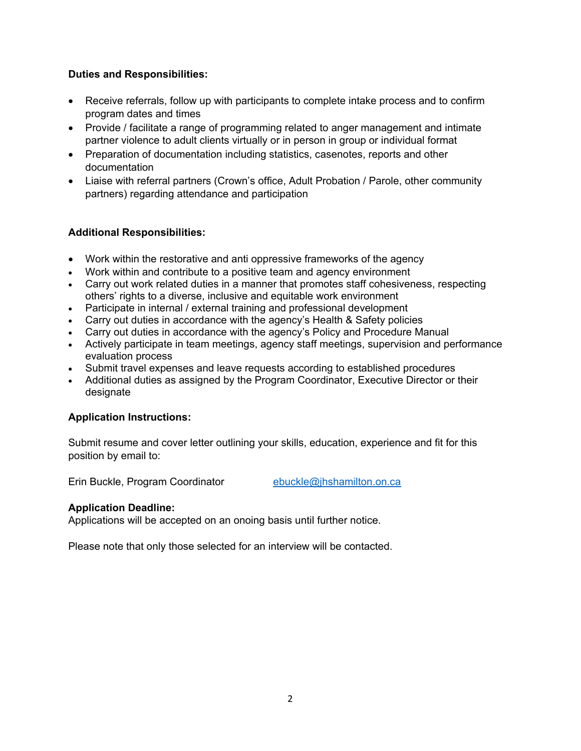**Duties and Responsibilities:**

- Receive referrals, follow up with participants to complete intake process and to confirm program dates and times
- Provide / facilitate a range of programming related to anger management and intimate partner violence to adult clients virtually or in person in group or individual format
- Preparation of documentation including statistics, casenotes, reports and other documentation
- Liaise with referral partners (Crown's office, Adult Probation / Parole, other community partners) regarding attendance and participation

**Additional Responsibilities:**

- Work within the restorative and anti oppressive frameworks of the agency
- Work within and contribute to a positive team and agency environment
- Carry out work related duties in a manner that promotes staff cohesiveness, respecting others' rights to a diverse, inclusive and equitable work environment
- Participate in internal / external training and professional development
- Carry out duties in accordance with the agency's Health & Safety policies
- Carry out duties in accordance with the agency's Policy and Procedure Manual
- Actively participate in team meetings, agency staff meetings, supervision and performance evaluation process
- Submit travel expenses and leave requests according to established procedures
- Additional duties as assigned by the Program Coordinator, Executive Director or their designate

**Application Instructions:**

Submit resume and cover letter outlining your skills, education, experience and fit for this position by email to:

Erin Buckle, Program Coordinator ebuckle@jhshamilton.on.ca

**Application Deadline:**
Applications will be accepted on an onoing basis until further notice.

Please note that only those selected for an interview will be contacted.